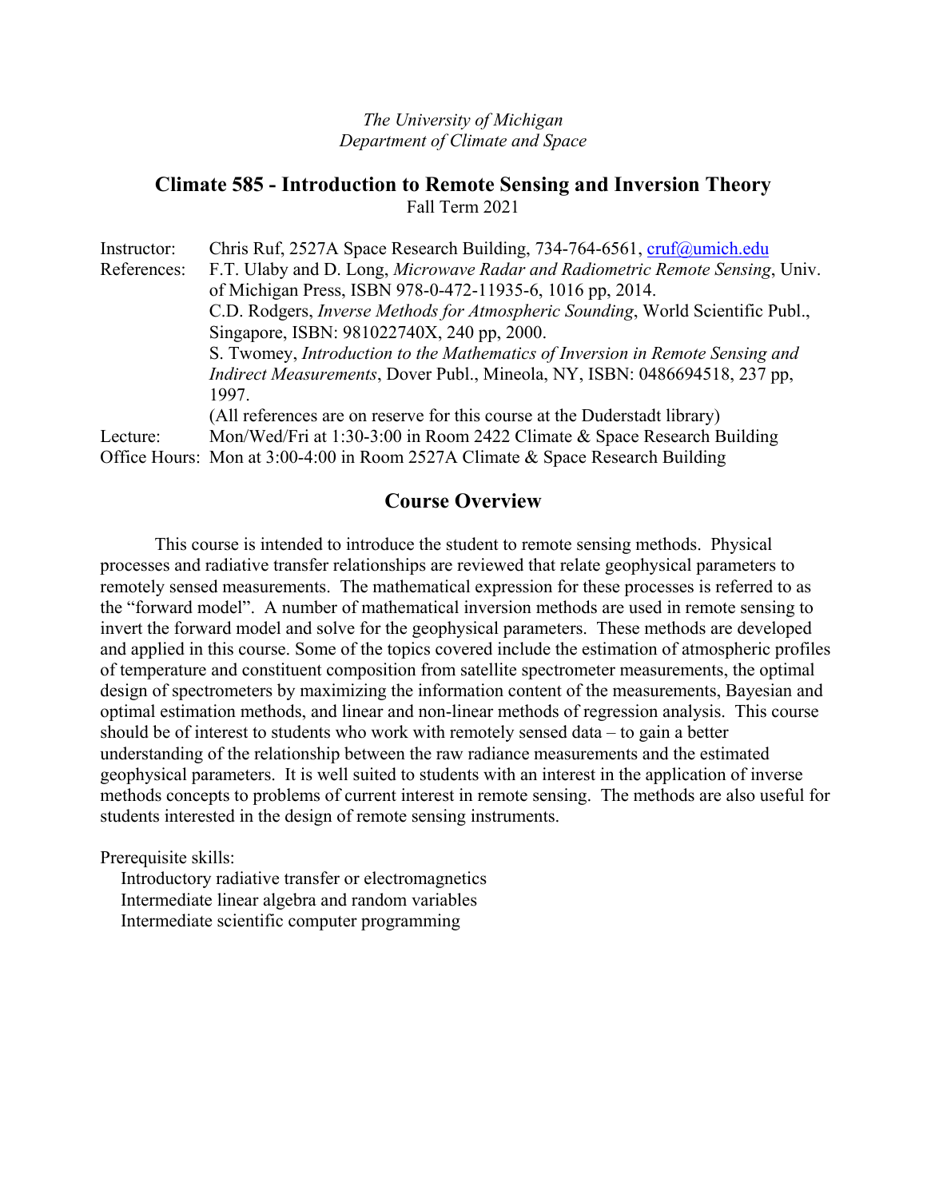*The University of Michigan*
*Department of Climate and Space*

# Climate 585 - Introduction to Remote Sensing and Inversion Theory

Fall Term 2021

Instructor: Chris Ruf, 2527A Space Research Building, 734-764-6561, cruf@umich.edu

References: F.T. Ulaby and D. Long, *Microwave Radar and Radiometric Remote Sensing*, Univ. of Michigan Press, ISBN 978-0-472-11935-6, 1016 pp, 2014.
C.D. Rodgers, *Inverse Methods for Atmospheric Sounding*, World Scientific Publ., Singapore, ISBN: 981022740X, 240 pp, 2000.
S. Twomey, *Introduction to the Mathematics of Inversion in Remote Sensing and Indirect Measurements*, Dover Publ., Mineola, NY, ISBN: 0486694518, 237 pp, 1997.
(All references are on reserve for this course at the Duderstadt library)

Lecture: Mon/Wed/Fri at 1:30-3:00 in Room 2422 Climate & Space Research Building

Office Hours: Mon at 3:00-4:00 in Room 2527A Climate & Space Research Building

## Course Overview

This course is intended to introduce the student to remote sensing methods. Physical processes and radiative transfer relationships are reviewed that relate geophysical parameters to remotely sensed measurements. The mathematical expression for these processes is referred to as the "forward model". A number of mathematical inversion methods are used in remote sensing to invert the forward model and solve for the geophysical parameters. These methods are developed and applied in this course. Some of the topics covered include the estimation of atmospheric profiles of temperature and constituent composition from satellite spectrometer measurements, the optimal design of spectrometers by maximizing the information content of the measurements, Bayesian and optimal estimation methods, and linear and non-linear methods of regression analysis. This course should be of interest to students who work with remotely sensed data – to gain a better understanding of the relationship between the raw radiance measurements and the estimated geophysical parameters. It is well suited to students with an interest in the application of inverse methods concepts to problems of current interest in remote sensing. The methods are also useful for students interested in the design of remote sensing instruments.

Prerequisite skills:

- Introductory radiative transfer or electromagnetics
- Intermediate linear algebra and random variables
- Intermediate scientific computer programming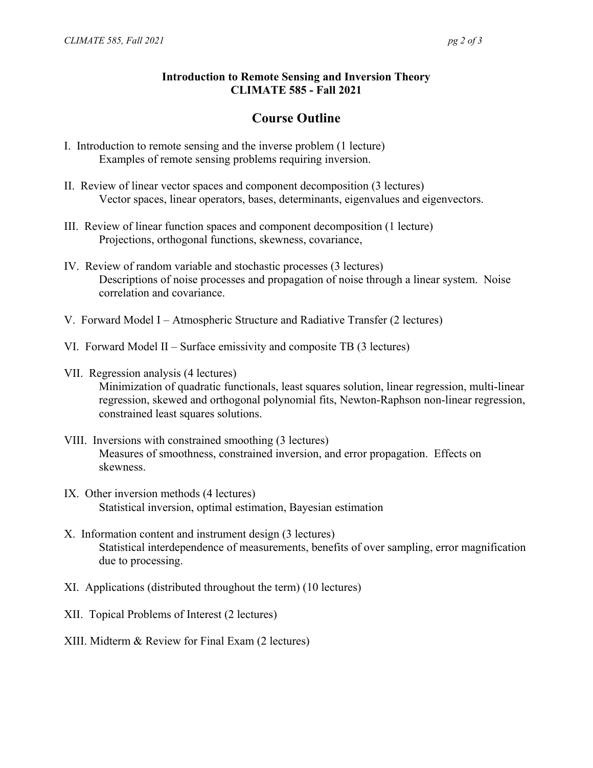**Introduction to Remote Sensing and Inversion Theory**
**CLIMATE 585 - Fall 2021**

## Course Outline

I. Introduction to remote sensing and the inverse problem (1 lecture)
  Examples of remote sensing problems requiring inversion.

II. Review of linear vector spaces and component decomposition (3 lectures)
  Vector spaces, linear operators, bases, determinants, eigenvalues and eigenvectors.

III. Review of linear function spaces and component decomposition (1 lecture)
  Projections, orthogonal functions, skewness, covariance,

IV. Review of random variable and stochastic processes (3 lectures)
  Descriptions of noise processes and propagation of noise through a linear system. Noise correlation and covariance.

V. Forward Model I – Atmospheric Structure and Radiative Transfer (2 lectures)

VI. Forward Model II – Surface emissivity and composite TB (3 lectures)

VII. Regression analysis (4 lectures)
  Minimization of quadratic functionals, least squares solution, linear regression, multi-linear regression, skewed and orthogonal polynomial fits, Newton-Raphson non-linear regression, constrained least squares solutions.

VIII. Inversions with constrained smoothing (3 lectures)
  Measures of smoothness, constrained inversion, and error propagation. Effects on skewness.

IX. Other inversion methods (4 lectures)
  Statistical inversion, optimal estimation, Bayesian estimation

X. Information content and instrument design (3 lectures)
  Statistical interdependence of measurements, benefits of over sampling, error magnification due to processing.

XI. Applications (distributed throughout the term) (10 lectures)

XII. Topical Problems of Interest (2 lectures)

XIII. Midterm & Review for Final Exam (2 lectures)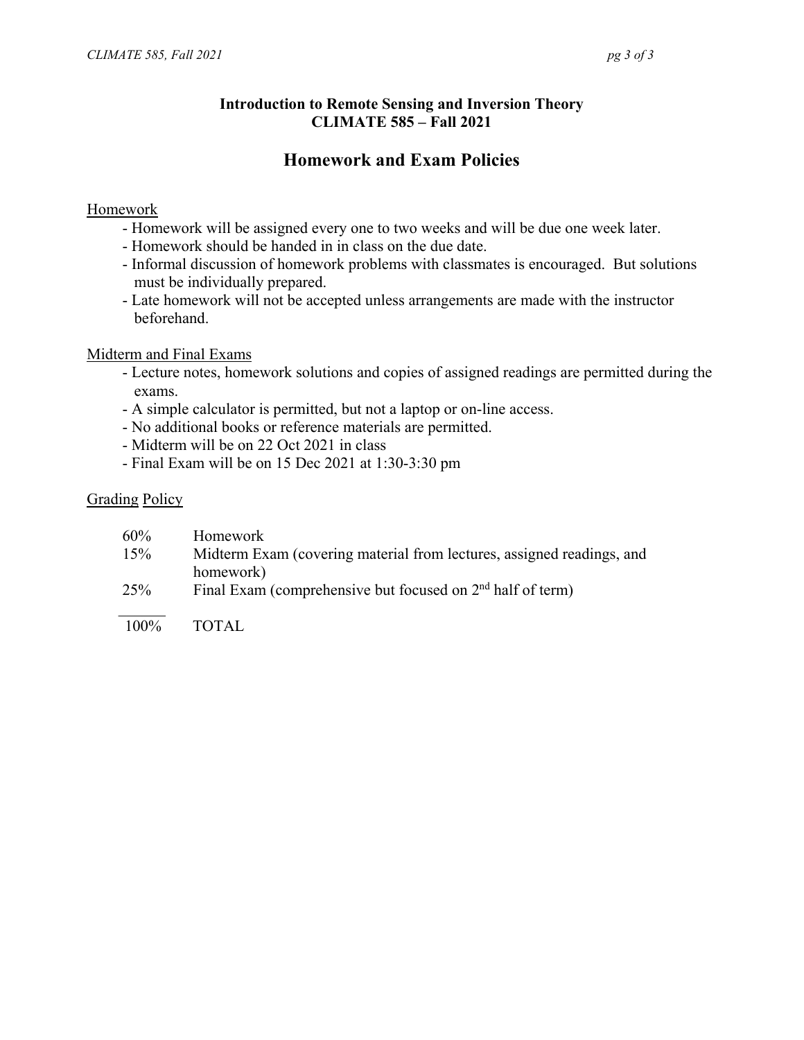**Introduction to Remote Sensing and Inversion Theory**
**CLIMATE 585 – Fall 2021**

## Homework and Exam Policies

<u>Homework</u>

- Homework will be assigned every one to two weeks and will be due one week later.
- Homework should be handed in in class on the due date.
- Informal discussion of homework problems with classmates is encouraged. But solutions must be individually prepared.
- Late homework will not be accepted unless arrangements are made with the instructor beforehand.

<u>Midterm and Final Exams</u>

- Lecture notes, homework solutions and copies of assigned readings are permitted during the exams.
- A simple calculator is permitted, but not a laptop or on-line access.
- No additional books or reference materials are permitted.
- Midterm will be on 22 Oct 2021 in class
- Final Exam will be on 15 Dec 2021 at 1:30-3:30 pm

<u>Grading Policy</u>

| | |
|---|---|
| 60% | Homework |
| 15% | Midterm Exam (covering material from lectures, assigned readings, and homework) |
| 25% | Final Exam (comprehensive but focused on 2nd half of term) |
| 100% | TOTAL |